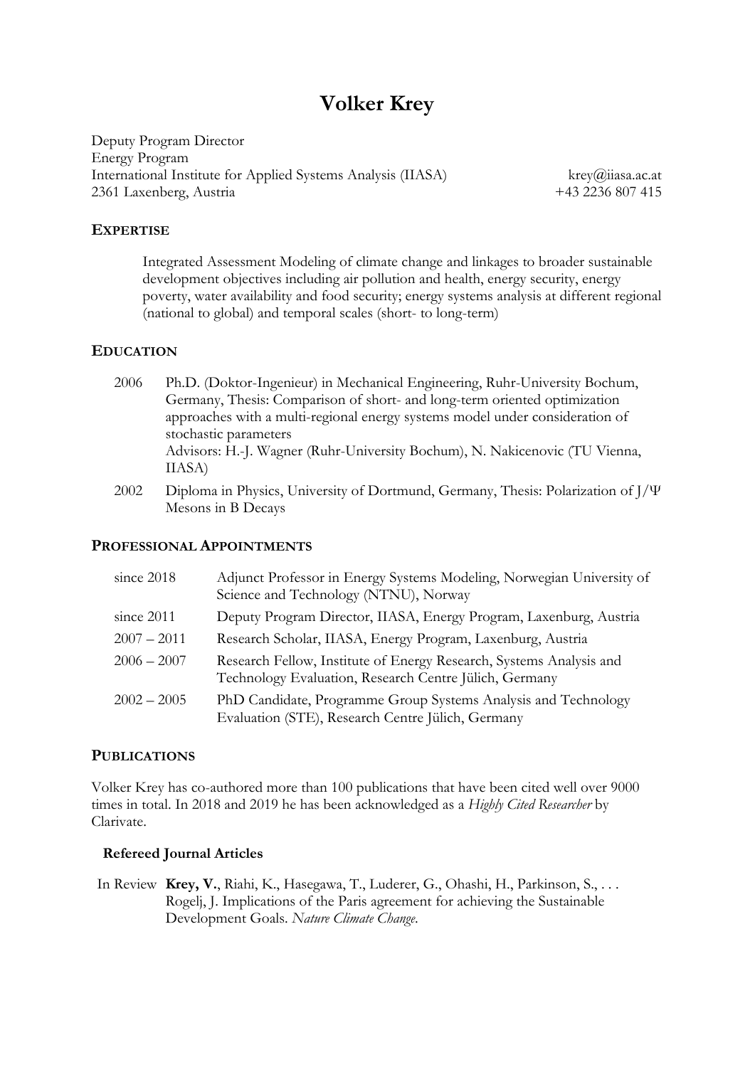# Volker Krey

Deputy Program Director
Energy Program
International Institute for Applied Systems Analysis (IIASA)
2361 Laxenberg, Austria

krey@iiasa.ac.at
+43 2236 807 415

## EXPERTISE

Integrated Assessment Modeling of climate change and linkages to broader sustainable development objectives including air pollution and health, energy security, energy poverty, water availability and food security; energy systems analysis at different regional (national to global) and temporal scales (short- to long-term)

## EDUCATION

| | |
|---|---|
| 2006 | Ph.D. (Doktor-Ingenieur) in Mechanical Engineering, Ruhr-University Bochum, Germany, Thesis: Comparison of short- and long-term oriented optimization approaches with a multi-regional energy systems model under consideration of stochastic parameters<br>Advisors: H.-J. Wagner (Ruhr-University Bochum), N. Nakicenovic (TU Vienna, IIASA) |
| 2002 | Diploma in Physics, University of Dortmund, Germany, Thesis: Polarization of J/Ψ Mesons in B Decays |

## PROFESSIONAL APPOINTMENTS

| | |
|---|---|
| since 2018 | Adjunct Professor in Energy Systems Modeling, Norwegian University of Science and Technology (NTNU), Norway |
| since 2011 | Deputy Program Director, IIASA, Energy Program, Laxenburg, Austria |
| 2007 – 2011 | Research Scholar, IIASA, Energy Program, Laxenburg, Austria |
| 2006 – 2007 | Research Fellow, Institute of Energy Research, Systems Analysis and Technology Evaluation, Research Centre Jülich, Germany |
| 2002 – 2005 | PhD Candidate, Programme Group Systems Analysis and Technology Evaluation (STE), Research Centre Jülich, Germany |

## PUBLICATIONS

Volker Krey has co-authored more than 100 publications that have been cited well over 9000 times in total. In 2018 and 2019 he has been acknowledged as a *Highly Cited Researcher* by Clarivate.

### Refereed Journal Articles

| | |
|---|---|
| In Review | **Krey, V.**, Riahi, K., Hasegawa, T., Luderer, G., Ohashi, H., Parkinson, S., . . . Rogelj, J. Implications of the Paris agreement for achieving the Sustainable Development Goals. *Nature Climate Change*. |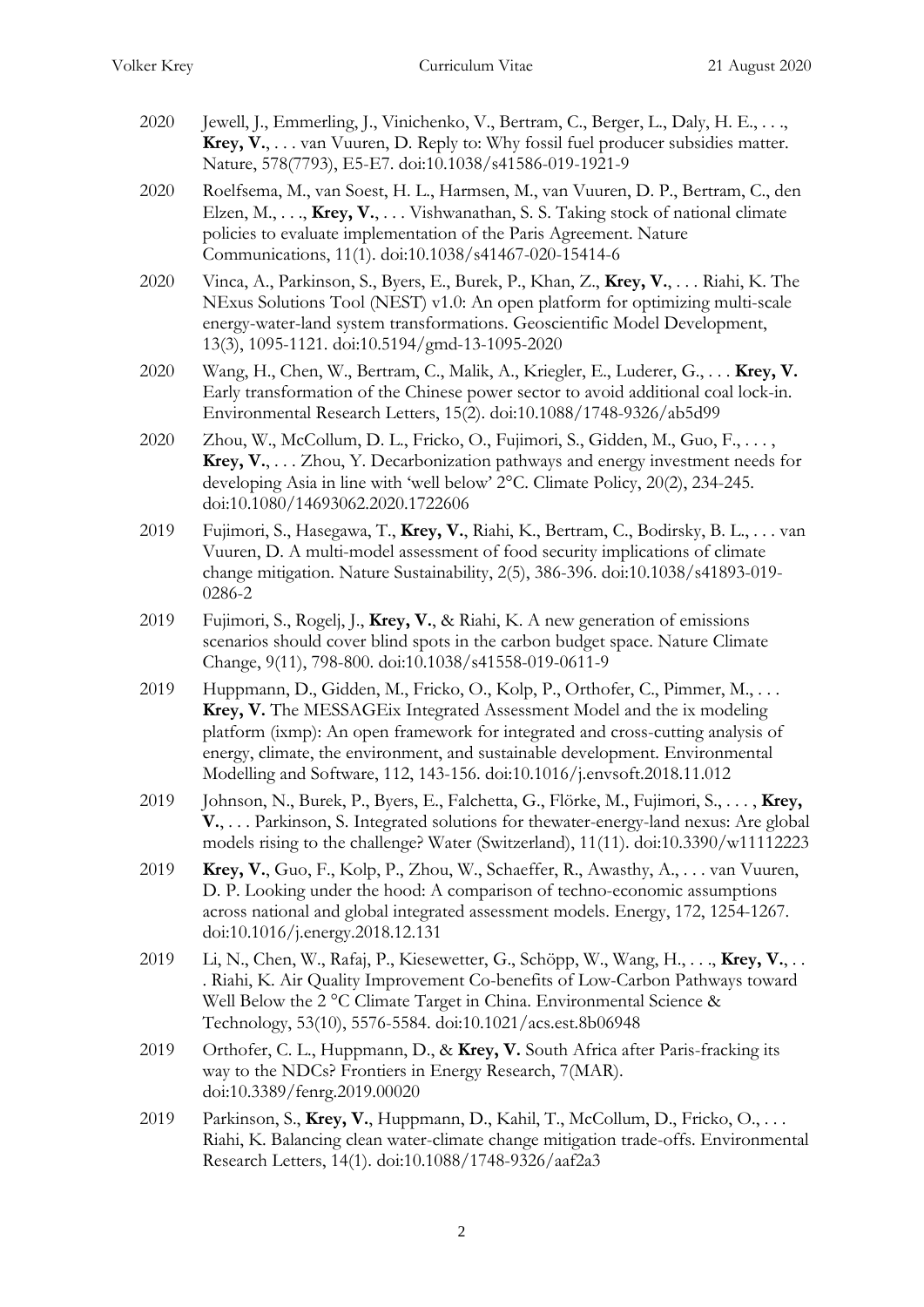2020 Jewell, J., Emmerling, J., Vinichenko, V., Bertram, C., Berger, L., Daly, H. E., . . ., **Krey, V.**, . . . van Vuuren, D. Reply to: Why fossil fuel producer subsidies matter. Nature, 578(7793), E5-E7. doi:10.1038/s41586-019-1921-9

2020 Roelfsema, M., van Soest, H. L., Harmsen, M., van Vuuren, D. P., Bertram, C., den Elzen, M., . . ., **Krey, V.**, . . . Vishwanathan, S. S. Taking stock of national climate policies to evaluate implementation of the Paris Agreement. Nature Communications, 11(1). doi:10.1038/s41467-020-15414-6

2020 Vinca, A., Parkinson, S., Byers, E., Burek, P., Khan, Z., **Krey, V.**, . . . Riahi, K. The NExus Solutions Tool (NEST) v1.0: An open platform for optimizing multi-scale energy-water-land system transformations. Geoscientific Model Development, 13(3), 1095-1121. doi:10.5194/gmd-13-1095-2020

2020 Wang, H., Chen, W., Bertram, C., Malik, A., Kriegler, E., Luderer, G., . . . **Krey, V.** Early transformation of the Chinese power sector to avoid additional coal lock-in. Environmental Research Letters, 15(2). doi:10.1088/1748-9326/ab5d99

2020 Zhou, W., McCollum, D. L., Fricko, O., Fujimori, S., Gidden, M., Guo, F., . . . , **Krey, V.**, . . . Zhou, Y. Decarbonization pathways and energy investment needs for developing Asia in line with 'well below' 2°C. Climate Policy, 20(2), 234-245. doi:10.1080/14693062.2020.1722606

2019 Fujimori, S., Hasegawa, T., **Krey, V.**, Riahi, K., Bertram, C., Bodirsky, B. L., . . . van Vuuren, D. A multi-model assessment of food security implications of climate change mitigation. Nature Sustainability, 2(5), 386-396. doi:10.1038/s41893-019-0286-2

2019 Fujimori, S., Rogelj, J., **Krey, V.**, & Riahi, K. A new generation of emissions scenarios should cover blind spots in the carbon budget space. Nature Climate Change, 9(11), 798-800. doi:10.1038/s41558-019-0611-9

2019 Huppmann, D., Gidden, M., Fricko, O., Kolp, P., Orthofer, C., Pimmer, M., . . . **Krey, V.** The MESSAGEix Integrated Assessment Model and the ix modeling platform (ixmp): An open framework for integrated and cross-cutting analysis of energy, climate, the environment, and sustainable development. Environmental Modelling and Software, 112, 143-156. doi:10.1016/j.envsoft.2018.11.012

2019 Johnson, N., Burek, P., Byers, E., Falchetta, G., Flörke, M., Fujimori, S., . . . , **Krey, V.**, . . . Parkinson, S. Integrated solutions for thewater-energy-land nexus: Are global models rising to the challenge? Water (Switzerland), 11(11). doi:10.3390/w11112223

2019 **Krey, V.**, Guo, F., Kolp, P., Zhou, W., Schaeffer, R., Awasthy, A., . . . van Vuuren, D. P. Looking under the hood: A comparison of techno-economic assumptions across national and global integrated assessment models. Energy, 172, 1254-1267. doi:10.1016/j.energy.2018.12.131

2019 Li, N., Chen, W., Rafaj, P., Kiesewetter, G., Schöpp, W., Wang, H., . . ., **Krey, V.**, . . . Riahi, K. Air Quality Improvement Co-benefits of Low-Carbon Pathways toward Well Below the 2 °C Climate Target in China. Environmental Science & Technology, 53(10), 5576-5584. doi:10.1021/acs.est.8b06948

2019 Orthofer, C. L., Huppmann, D., & **Krey, V.** South Africa after Paris-fracking its way to the NDCs? Frontiers in Energy Research, 7(MAR). doi:10.3389/fenrg.2019.00020

2019 Parkinson, S., **Krey, V.**, Huppmann, D., Kahil, T., McCollum, D., Fricko, O., . . . Riahi, K. Balancing clean water-climate change mitigation trade-offs. Environmental Research Letters, 14(1). doi:10.1088/1748-9326/aaf2a3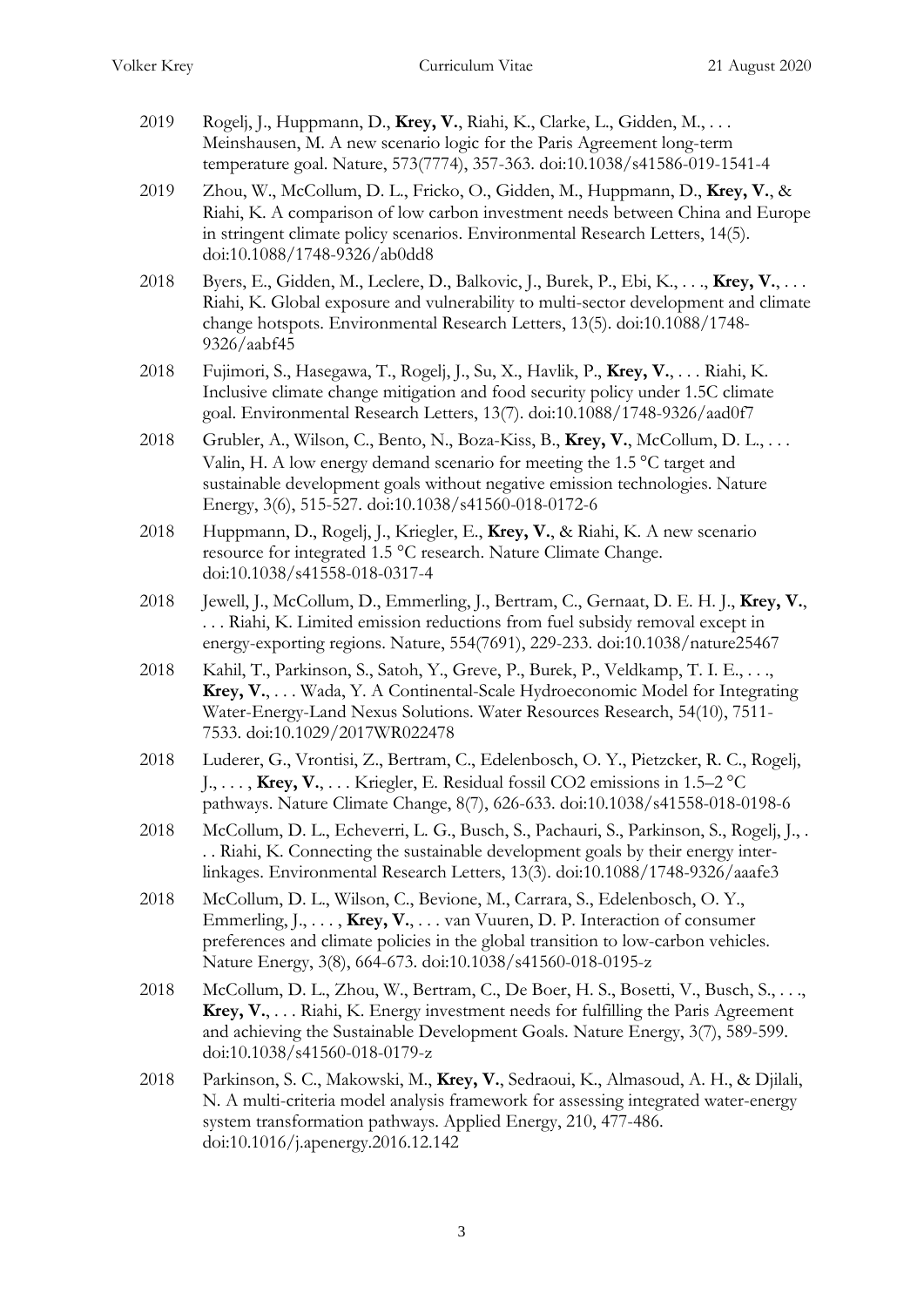2019 Rogelj, J., Huppmann, D., **Krey, V.**, Riahi, K., Clarke, L., Gidden, M., . . . Meinshausen, M. A new scenario logic for the Paris Agreement long-term temperature goal. Nature, 573(7774), 357-363. doi:10.1038/s41586-019-1541-4

2019 Zhou, W., McCollum, D. L., Fricko, O., Gidden, M., Huppmann, D., **Krey, V.**, & Riahi, K. A comparison of low carbon investment needs between China and Europe in stringent climate policy scenarios. Environmental Research Letters, 14(5). doi:10.1088/1748-9326/ab0dd8

2018 Byers, E., Gidden, M., Leclere, D., Balkovic, J., Burek, P., Ebi, K., . . ., **Krey, V.**, . . . Riahi, K. Global exposure and vulnerability to multi-sector development and climate change hotspots. Environmental Research Letters, 13(5). doi:10.1088/1748-9326/aabf45

2018 Fujimori, S., Hasegawa, T., Rogelj, J., Su, X., Havlik, P., **Krey, V.**, . . . Riahi, K. Inclusive climate change mitigation and food security policy under 1.5C climate goal. Environmental Research Letters, 13(7). doi:10.1088/1748-9326/aad0f7

2018 Grubler, A., Wilson, C., Bento, N., Boza-Kiss, B., **Krey, V.**, McCollum, D. L., . . . Valin, H. A low energy demand scenario for meeting the 1.5 °C target and sustainable development goals without negative emission technologies. Nature Energy, 3(6), 515-527. doi:10.1038/s41560-018-0172-6

2018 Huppmann, D., Rogelj, J., Kriegler, E., **Krey, V.**, & Riahi, K. A new scenario resource for integrated 1.5 °C research. Nature Climate Change. doi:10.1038/s41558-018-0317-4

2018 Jewell, J., McCollum, D., Emmerling, J., Bertram, C., Gernaat, D. E. H. J., **Krey, V.**, . . . Riahi, K. Limited emission reductions from fuel subsidy removal except in energy-exporting regions. Nature, 554(7691), 229-233. doi:10.1038/nature25467

2018 Kahil, T., Parkinson, S., Satoh, Y., Greve, P., Burek, P., Veldkamp, T. I. E., . . ., **Krey, V.**, . . . Wada, Y. A Continental-Scale Hydroeconomic Model for Integrating Water-Energy-Land Nexus Solutions. Water Resources Research, 54(10), 7511-7533. doi:10.1029/2017WR022478

2018 Luderer, G., Vrontisi, Z., Bertram, C., Edelenbosch, O. Y., Pietzcker, R. C., Rogelj, J., . . . , **Krey, V.**, . . . Kriegler, E. Residual fossil $CO_2$ emissions in 1.5–2 °C pathways. Nature Climate Change, 8(7), 626-633. doi:10.1038/s41558-018-0198-6

2018 McCollum, D. L., Echeverri, L. G., Busch, S., Pachauri, S., Parkinson, S., Rogelj, J., . . . Riahi, K. Connecting the sustainable development goals by their energy inter-linkages. Environmental Research Letters, 13(3). doi:10.1088/1748-9326/aaafe3

2018 McCollum, D. L., Wilson, C., Bevione, M., Carrara, S., Edelenbosch, O. Y., Emmerling, J., . . . , **Krey, V.**, . . . van Vuuren, D. P. Interaction of consumer preferences and climate policies in the global transition to low-carbon vehicles. Nature Energy, 3(8), 664-673. doi:10.1038/s41560-018-0195-z

2018 McCollum, D. L., Zhou, W., Bertram, C., De Boer, H. S., Bosetti, V., Busch, S., . . ., **Krey, V.**, . . . Riahi, K. Energy investment needs for fulfilling the Paris Agreement and achieving the Sustainable Development Goals. Nature Energy, 3(7), 589-599. doi:10.1038/s41560-018-0179-z

2018 Parkinson, S. C., Makowski, M., **Krey, V.**, Sedraoui, K., Almasoud, A. H., & Djilali, N. A multi-criteria model analysis framework for assessing integrated water-energy system transformation pathways. Applied Energy, 210, 477-486. doi:10.1016/j.apenergy.2016.12.142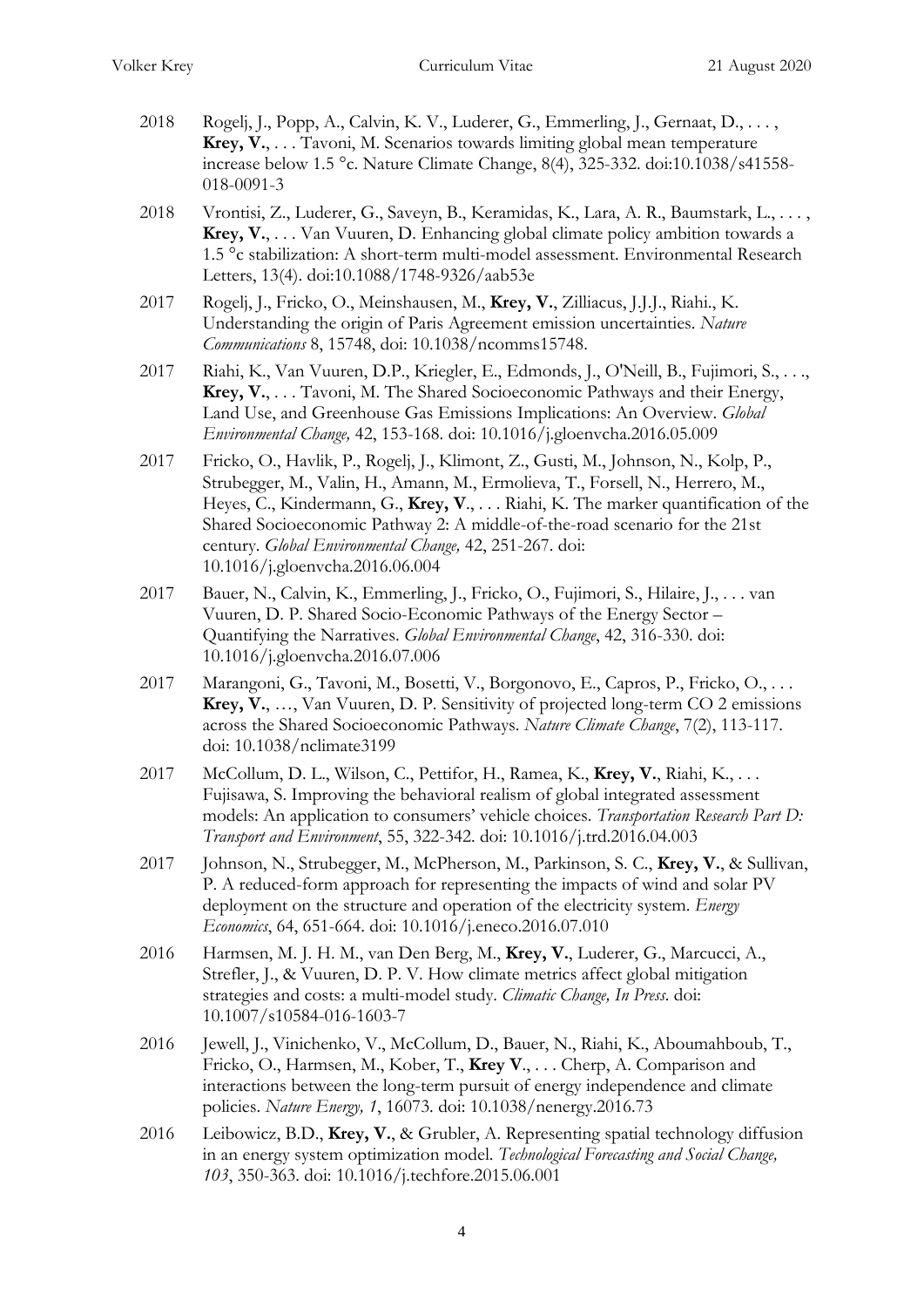2018 Rogelj, J., Popp, A., Calvin, K. V., Luderer, G., Emmerling, J., Gernaat, D., . . . , **Krey, V.**, . . . Tavoni, M. Scenarios towards limiting global mean temperature increase below 1.5 °c. Nature Climate Change, 8(4), 325-332. doi:10.1038/s41558-018-0091-3

2018 Vrontisi, Z., Luderer, G., Saveyn, B., Keramidas, K., Lara, A. R., Baumstark, L., . . . , **Krey, V.**, . . . Van Vuuren, D. Enhancing global climate policy ambition towards a 1.5 °c stabilization: A short-term multi-model assessment. Environmental Research Letters, 13(4). doi:10.1088/1748-9326/aab53e

2017 Rogelj, J., Fricko, O., Meinshausen, M., **Krey, V.**, Zilliacus, J.J.J., Riahi., K. Understanding the origin of Paris Agreement emission uncertainties. *Nature Communications* 8, 15748, doi: 10.1038/ncomms15748.

2017 Riahi, K., Van Vuuren, D.P., Kriegler, E., Edmonds, J., O'Neill, B., Fujimori, S., . . ., **Krey, V.**, . . . Tavoni, M. The Shared Socioeconomic Pathways and their Energy, Land Use, and Greenhouse Gas Emissions Implications: An Overview. *Global Environmental Change,* 42, 153-168. doi: 10.1016/j.gloenvcha.2016.05.009

2017 Fricko, O., Havlik, P., Rogelj, J., Klimont, Z., Gusti, M., Johnson, N., Kolp, P., Strubegger, M., Valin, H., Amann, M., Ermolieva, T., Forsell, N., Herrero, M., Heyes, C., Kindermann, G., **Krey, V**., . . . Riahi, K. The marker quantification of the Shared Socioeconomic Pathway 2: A middle-of-the-road scenario for the 21st century. *Global Environmental Change,* 42, 251-267. doi: 10.1016/j.gloenvcha.2016.06.004

2017 Bauer, N., Calvin, K., Emmerling, J., Fricko, O., Fujimori, S., Hilaire, J., . . . van Vuuren, D. P. Shared Socio-Economic Pathways of the Energy Sector – Quantifying the Narratives. *Global Environmental Change*, 42, 316-330. doi: 10.1016/j.gloenvcha.2016.07.006

2017 Marangoni, G., Tavoni, M., Bosetti, V., Borgonovo, E., Capros, P., Fricko, O., . . . **Krey, V.**, …, Van Vuuren, D. P. Sensitivity of projected long-term CO 2 emissions across the Shared Socioeconomic Pathways. *Nature Climate Change*, 7(2), 113-117. doi: 10.1038/nclimate3199

2017 McCollum, D. L., Wilson, C., Pettifor, H., Ramea, K., **Krey, V.**, Riahi, K., . . . Fujisawa, S. Improving the behavioral realism of global integrated assessment models: An application to consumers' vehicle choices. *Transportation Research Part D: Transport and Environment*, 55, 322-342. doi: 10.1016/j.trd.2016.04.003

2017 Johnson, N., Strubegger, M., McPherson, M., Parkinson, S. C., **Krey, V.**, & Sullivan, P. A reduced-form approach for representing the impacts of wind and solar PV deployment on the structure and operation of the electricity system. *Energy Economics*, 64, 651-664. doi: 10.1016/j.eneco.2016.07.010

2016 Harmsen, M. J. H. M., van Den Berg, M., **Krey, V.**, Luderer, G., Marcucci, A., Strefler, J., & Vuuren, D. P. V. How climate metrics affect global mitigation strategies and costs: a multi-model study. *Climatic Change, In Press*. doi: 10.1007/s10584-016-1603-7

2016 Jewell, J., Vinichenko, V., McCollum, D., Bauer, N., Riahi, K., Aboumahboub, T., Fricko, O., Harmsen, M., Kober, T., **Krey V**., . . . Cherp, A. Comparison and interactions between the long-term pursuit of energy independence and climate policies. *Nature Energy, 1*, 16073. doi: 10.1038/nenergy.2016.73

2016 Leibowicz, B.D., **Krey, V.**, & Grubler, A. Representing spatial technology diffusion in an energy system optimization model. *Technological Forecasting and Social Change, 103*, 350-363. doi: 10.1016/j.techfore.2015.06.001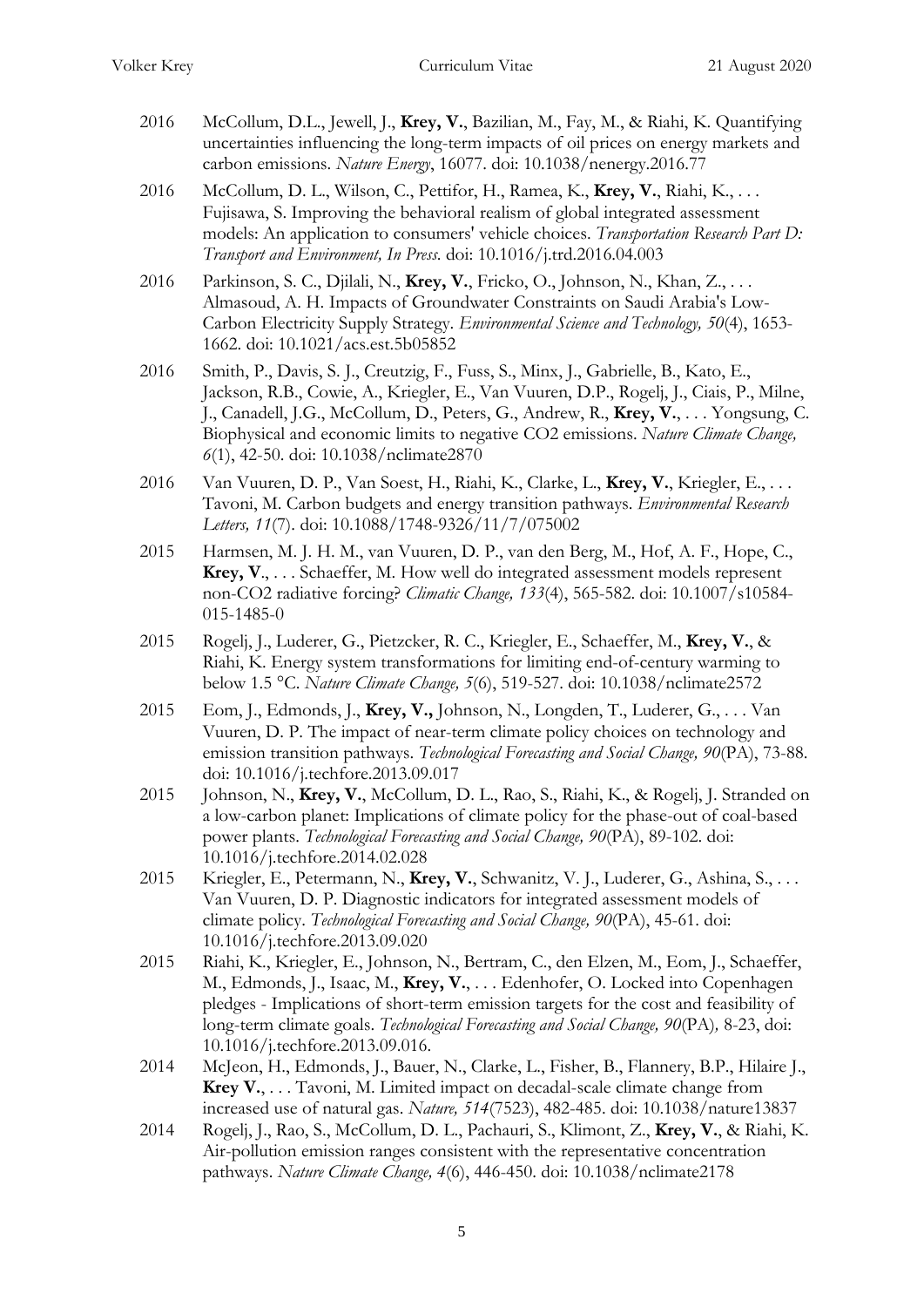2016 McCollum, D.L., Jewell, J., **Krey, V.**, Bazilian, M., Fay, M., & Riahi, K. Quantifying uncertainties influencing the long-term impacts of oil prices on energy markets and carbon emissions. *Nature Energy*, 16077. doi: 10.1038/nenergy.2016.77

2016 McCollum, D. L., Wilson, C., Pettifor, H., Ramea, K., **Krey, V.**, Riahi, K., . . . Fujisawa, S. Improving the behavioral realism of global integrated assessment models: An application to consumers' vehicle choices. *Transportation Research Part D: Transport and Environment, In Press.* doi: 10.1016/j.trd.2016.04.003

2016 Parkinson, S. C., Djilali, N., **Krey, V.**, Fricko, O., Johnson, N., Khan, Z., . . . Almasoud, A. H. Impacts of Groundwater Constraints on Saudi Arabia's Low-Carbon Electricity Supply Strategy. *Environmental Science and Technology, 50*(4), 1653-1662. doi: 10.1021/acs.est.5b05852

2016 Smith, P., Davis, S. J., Creutzig, F., Fuss, S., Minx, J., Gabrielle, B., Kato, E., Jackson, R.B., Cowie, A., Kriegler, E., Van Vuuren, D.P., Rogelj, J., Ciais, P., Milne, J., Canadell, J.G., McCollum, D., Peters, G., Andrew, R., **Krey, V.**, . . . Yongsung, C. Biophysical and economic limits to negative CO2 emissions. *Nature Climate Change, 6*(1), 42-50. doi: 10.1038/nclimate2870

2016 Van Vuuren, D. P., Van Soest, H., Riahi, K., Clarke, L., **Krey, V.**, Kriegler, E., . . . Tavoni, M. Carbon budgets and energy transition pathways. *Environmental Research Letters, 11*(7). doi: 10.1088/1748-9326/11/7/075002

2015 Harmsen, M. J. H. M., van Vuuren, D. P., van den Berg, M., Hof, A. F., Hope, C., **Krey, V.**, . . . Schaeffer, M. How well do integrated assessment models represent non-CO2 radiative forcing? *Climatic Change, 133*(4), 565-582. doi: 10.1007/s10584-015-1485-0

2015 Rogelj, J., Luderer, G., Pietzcker, R. C., Kriegler, E., Schaeffer, M., **Krey, V.**, & Riahi, K. Energy system transformations for limiting end-of-century warming to below 1.5 °C. *Nature Climate Change, 5*(6), 519-527. doi: 10.1038/nclimate2572

2015 Eom, J., Edmonds, J., **Krey, V.,** Johnson, N., Longden, T., Luderer, G., . . . Van Vuuren, D. P. The impact of near-term climate policy choices on technology and emission transition pathways. *Technological Forecasting and Social Change, 90*(PA), 73-88. doi: 10.1016/j.techfore.2013.09.017

2015 Johnson, N., **Krey, V.**, McCollum, D. L., Rao, S., Riahi, K., & Rogelj, J. Stranded on a low-carbon planet: Implications of climate policy for the phase-out of coal-based power plants. *Technological Forecasting and Social Change, 90*(PA), 89-102. doi: 10.1016/j.techfore.2014.02.028

2015 Kriegler, E., Petermann, N., **Krey, V.**, Schwanitz, V. J., Luderer, G., Ashina, S., . . . Van Vuuren, D. P. Diagnostic indicators for integrated assessment models of climate policy. *Technological Forecasting and Social Change, 90*(PA), 45-61. doi: 10.1016/j.techfore.2013.09.020

2015 Riahi, K., Kriegler, E., Johnson, N., Bertram, C., den Elzen, M., Eom, J., Schaeffer, M., Edmonds, J., Isaac, M., **Krey, V.**, . . . Edenhofer, O. Locked into Copenhagen pledges - Implications of short-term emission targets for the cost and feasibility of long-term climate goals. *Technological Forecasting and Social Change, 90*(PA), 8-23, doi: 10.1016/j.techfore.2013.09.016.

2014 McJeon, H., Edmonds, J., Bauer, N., Clarke, L., Fisher, B., Flannery, B.P., Hilaire J., **Krey V.**, . . . Tavoni, M. Limited impact on decadal-scale climate change from increased use of natural gas. *Nature, 514*(7523), 482-485. doi: 10.1038/nature13837

2014 Rogelj, J., Rao, S., McCollum, D. L., Pachauri, S., Klimont, Z., **Krey, V.**, & Riahi, K. Air-pollution emission ranges consistent with the representative concentration pathways. *Nature Climate Change, 4*(6), 446-450. doi: 10.1038/nclimate2178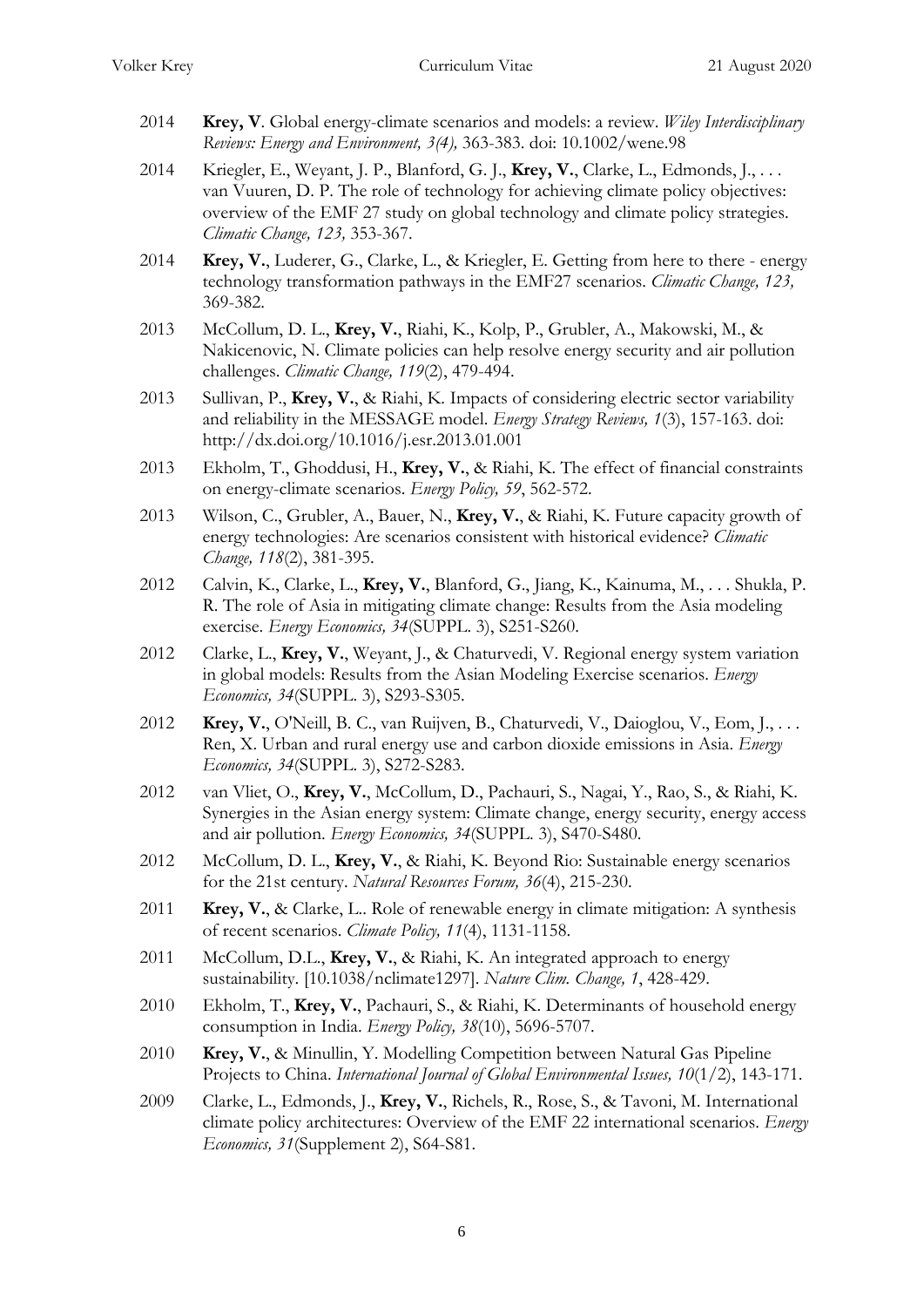2014 **Krey, V**. Global energy-climate scenarios and models: a review. *Wiley Interdisciplinary Reviews: Energy and Environment, 3(4),* 363-383. doi: 10.1002/wene.98

2014 Kriegler, E., Weyant, J. P., Blanford, G. J., **Krey, V.**, Clarke, L., Edmonds, J., . . . van Vuuren, D. P. The role of technology for achieving climate policy objectives: overview of the EMF 27 study on global technology and climate policy strategies. *Climatic Change, 123,* 353-367.

2014 **Krey, V.**, Luderer, G., Clarke, L., & Kriegler, E. Getting from here to there - energy technology transformation pathways in the EMF27 scenarios. *Climatic Change, 123,* 369-382.

2013 McCollum, D. L., **Krey, V.**, Riahi, K., Kolp, P., Grubler, A., Makowski, M., & Nakicenovic, N. Climate policies can help resolve energy security and air pollution challenges. *Climatic Change, 119*(2), 479-494.

2013 Sullivan, P., **Krey, V.**, & Riahi, K. Impacts of considering electric sector variability and reliability in the MESSAGE model. *Energy Strategy Reviews, 1*(3), 157-163. doi: http://dx.doi.org/10.1016/j.esr.2013.01.001

2013 Ekholm, T., Ghoddusi, H., **Krey, V.**, & Riahi, K. The effect of financial constraints on energy-climate scenarios. *Energy Policy, 59*, 562-572.

2013 Wilson, C., Grubler, A., Bauer, N., **Krey, V.**, & Riahi, K. Future capacity growth of energy technologies: Are scenarios consistent with historical evidence? *Climatic Change, 118*(2), 381-395.

2012 Calvin, K., Clarke, L., **Krey, V.**, Blanford, G., Jiang, K., Kainuma, M., . . . Shukla, P. R. The role of Asia in mitigating climate change: Results from the Asia modeling exercise. *Energy Economics, 34*(SUPPL. 3), S251-S260.

2012 Clarke, L., **Krey, V.**, Weyant, J., & Chaturvedi, V. Regional energy system variation in global models: Results from the Asian Modeling Exercise scenarios. *Energy Economics, 34*(SUPPL. 3), S293-S305.

2012 **Krey, V.**, O'Neill, B. C., van Ruijven, B., Chaturvedi, V., Daioglou, V., Eom, J., . . . Ren, X. Urban and rural energy use and carbon dioxide emissions in Asia. *Energy Economics, 34*(SUPPL. 3), S272-S283.

2012 van Vliet, O., **Krey, V.**, McCollum, D., Pachauri, S., Nagai, Y., Rao, S., & Riahi, K. Synergies in the Asian energy system: Climate change, energy security, energy access and air pollution. *Energy Economics, 34*(SUPPL. 3), S470-S480.

2012 McCollum, D. L., **Krey, V.**, & Riahi, K. Beyond Rio: Sustainable energy scenarios for the 21st century. *Natural Resources Forum, 36*(4), 215-230.

2011 **Krey, V.**, & Clarke, L.. Role of renewable energy in climate mitigation: A synthesis of recent scenarios. *Climate Policy, 11*(4), 1131-1158.

2011 McCollum, D.L., **Krey, V.**, & Riahi, K. An integrated approach to energy sustainability. [10.1038/nclimate1297]. *Nature Clim. Change, 1*, 428-429.

2010 Ekholm, T., **Krey, V.**, Pachauri, S., & Riahi, K. Determinants of household energy consumption in India. *Energy Policy, 38*(10), 5696-5707.

2010 **Krey, V.**, & Minullin, Y. Modelling Competition between Natural Gas Pipeline Projects to China. *International Journal of Global Environmental Issues, 10*(1/2), 143-171.

2009 Clarke, L., Edmonds, J., **Krey, V.**, Richels, R., Rose, S., & Tavoni, M. International climate policy architectures: Overview of the EMF 22 international scenarios. *Energy Economics, 31*(Supplement 2), S64-S81.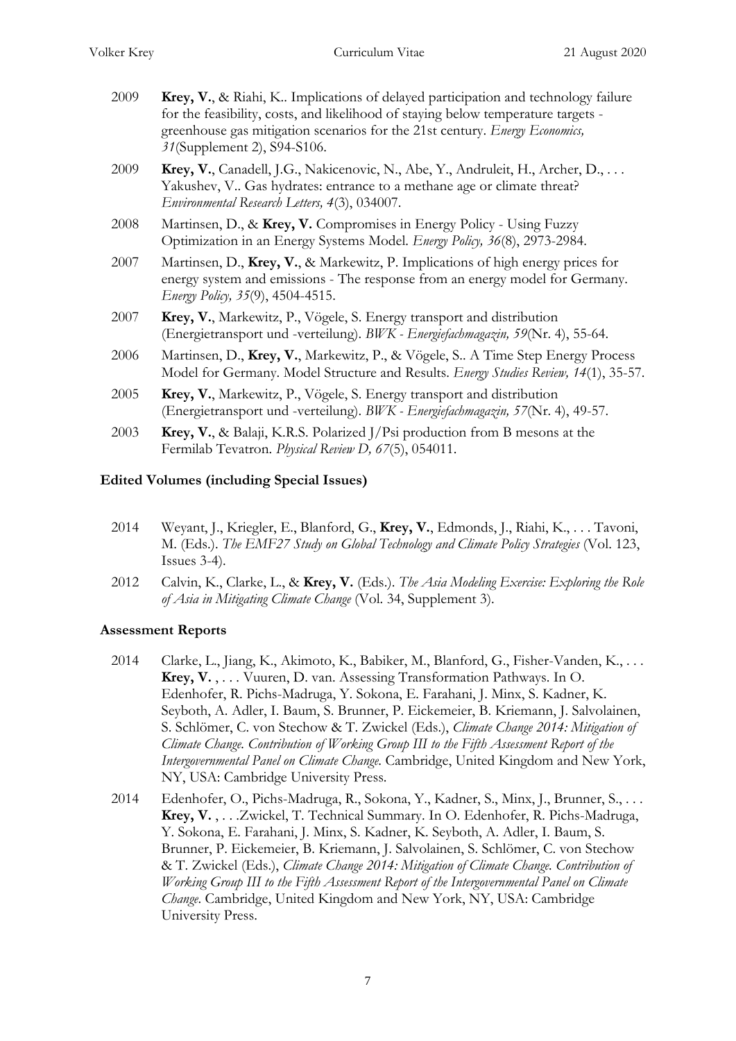2009 **Krey, V.**, & Riahi, K.. Implications of delayed participation and technology failure for the feasibility, costs, and likelihood of staying below temperature targets - greenhouse gas mitigation scenarios for the 21st century. *Energy Economics, 31*(Supplement 2), S94-S106.

2009 **Krey, V.**, Canadell, J.G., Nakicenovic, N., Abe, Y., Andruleit, H., Archer, D., . . . Yakushev, V.. Gas hydrates: entrance to a methane age or climate threat? *Environmental Research Letters, 4*(3), 034007.

2008 Martinsen, D., & **Krey, V.** Compromises in Energy Policy - Using Fuzzy Optimization in an Energy Systems Model. *Energy Policy, 36*(8), 2973-2984.

2007 Martinsen, D., **Krey, V.**, & Markewitz, P. Implications of high energy prices for energy system and emissions - The response from an energy model for Germany. *Energy Policy, 35*(9), 4504-4515.

2007 **Krey, V.**, Markewitz, P., Vögele, S. Energy transport and distribution (Energietransport und -verteilung). *BWK - Energiefachmagazin, 59*(Nr. 4), 55-64.

2006 Martinsen, D., **Krey, V.**, Markewitz, P., & Vögele, S.. A Time Step Energy Process Model for Germany. Model Structure and Results. *Energy Studies Review, 14*(1), 35-57.

2005 **Krey, V.**, Markewitz, P., Vögele, S. Energy transport and distribution (Energietransport und -verteilung). *BWK - Energiefachmagazin, 57*(Nr. 4), 49-57.

2003 **Krey, V.**, & Balaji, K.R.S. Polarized J/Psi production from B mesons at the Fermilab Tevatron. *Physical Review D, 67*(5), 054011.

### Edited Volumes (including Special Issues)

2014 Weyant, J., Kriegler, E., Blanford, G., **Krey, V.**, Edmonds, J., Riahi, K., . . . Tavoni, M. (Eds.). *The EMF27 Study on Global Technology and Climate Policy Strategies* (Vol. 123, Issues 3-4).

2012 Calvin, K., Clarke, L., & **Krey, V.** (Eds.). *The Asia Modeling Exercise: Exploring the Role of Asia in Mitigating Climate Change* (Vol. 34, Supplement 3).

### Assessment Reports

2014 Clarke, L., Jiang, K., Akimoto, K., Babiker, M., Blanford, G., Fisher-Vanden, K., . . . **Krey, V.** , . . . Vuuren, D. van. Assessing Transformation Pathways. In O. Edenhofer, R. Pichs-Madruga, Y. Sokona, E. Farahani, J. Minx, S. Kadner, K. Seyboth, A. Adler, I. Baum, S. Brunner, P. Eickemeier, B. Kriemann, J. Salvolainen, S. Schlömer, C. von Stechow & T. Zwickel (Eds.), *Climate Change 2014: Mitigation of Climate Change. Contribution of Working Group III to the Fifth Assessment Report of the Intergovernmental Panel on Climate Change.* Cambridge, United Kingdom and New York, NY, USA: Cambridge University Press.

2014 Edenhofer, O., Pichs-Madruga, R., Sokona, Y., Kadner, S., Minx, J., Brunner, S., . . . **Krey, V.** , . . .Zwickel, T. Technical Summary. In O. Edenhofer, R. Pichs-Madruga, Y. Sokona, E. Farahani, J. Minx, S. Kadner, K. Seyboth, A. Adler, I. Baum, S. Brunner, P. Eickemeier, B. Kriemann, J. Salvolainen, S. Schlömer, C. von Stechow & T. Zwickel (Eds.), *Climate Change 2014: Mitigation of Climate Change. Contribution of Working Group III to the Fifth Assessment Report of the Intergovernmental Panel on Climate Change.* Cambridge, United Kingdom and New York, NY, USA: Cambridge University Press.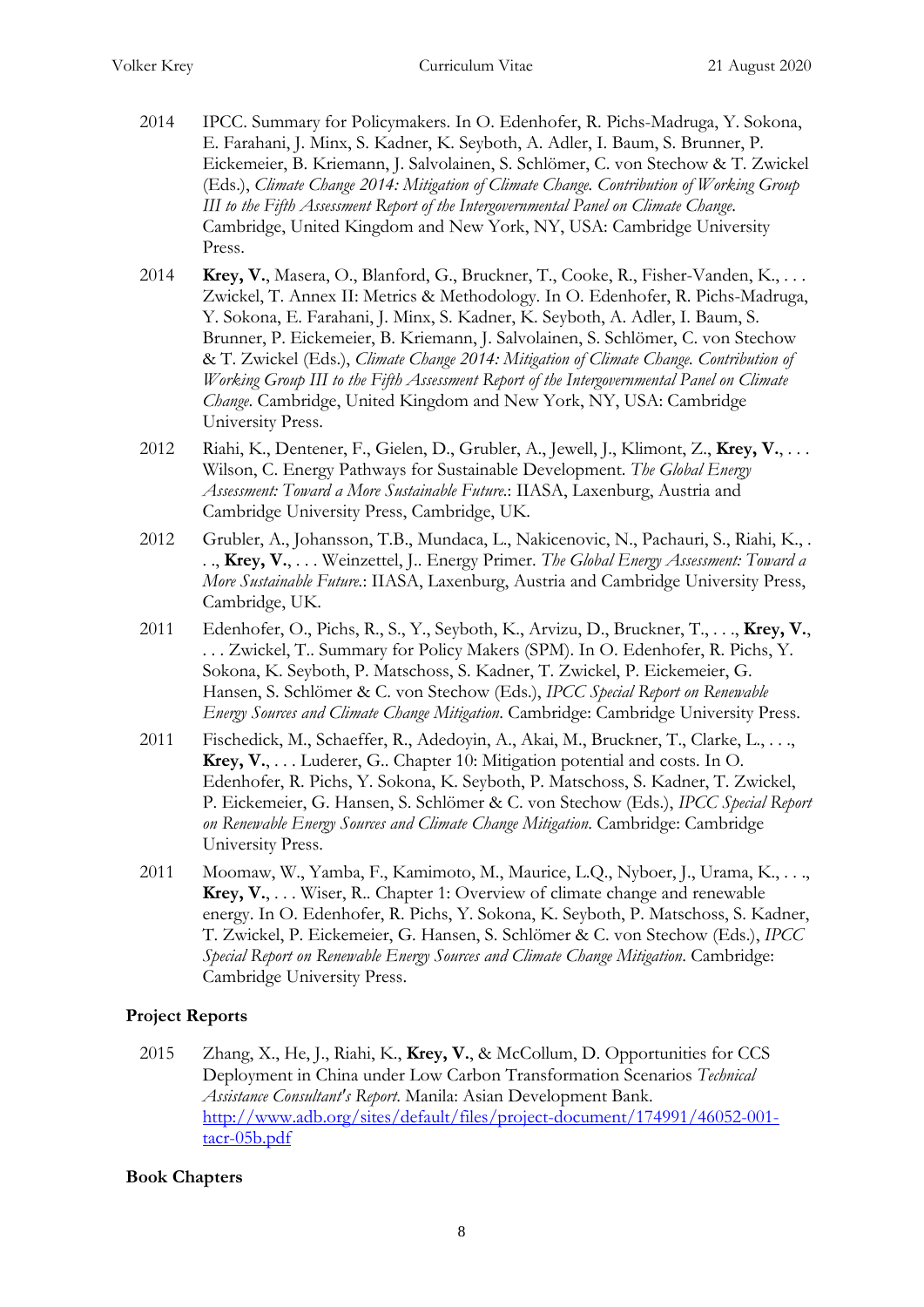2014 IPCC. Summary for Policymakers. In O. Edenhofer, R. Pichs-Madruga, Y. Sokona, E. Farahani, J. Minx, S. Kadner, K. Seyboth, A. Adler, I. Baum, S. Brunner, P. Eickemeier, B. Kriemann, J. Salvolainen, S. Schlömer, C. von Stechow & T. Zwickel (Eds.), *Climate Change 2014: Mitigation of Climate Change. Contribution of Working Group III to the Fifth Assessment Report of the Intergovernmental Panel on Climate Change*. Cambridge, United Kingdom and New York, NY, USA: Cambridge University Press.

2014 **Krey, V.**, Masera, O., Blanford, G., Bruckner, T., Cooke, R., Fisher-Vanden, K., . . . Zwickel, T. Annex II: Metrics & Methodology. In O. Edenhofer, R. Pichs-Madruga, Y. Sokona, E. Farahani, J. Minx, S. Kadner, K. Seyboth, A. Adler, I. Baum, S. Brunner, P. Eickemeier, B. Kriemann, J. Salvolainen, S. Schlömer, C. von Stechow & T. Zwickel (Eds.), *Climate Change 2014: Mitigation of Climate Change. Contribution of Working Group III to the Fifth Assessment Report of the Intergovernmental Panel on Climate Change*. Cambridge, United Kingdom and New York, NY, USA: Cambridge University Press.

2012 Riahi, K., Dentener, F., Gielen, D., Grubler, A., Jewell, J., Klimont, Z., **Krey, V.**, . . . Wilson, C. Energy Pathways for Sustainable Development. *The Global Energy Assessment: Toward a More Sustainable Future.*: IIASA, Laxenburg, Austria and Cambridge University Press, Cambridge, UK.

2012 Grubler, A., Johansson, T.B., Mundaca, L., Nakicenovic, N., Pachauri, S., Riahi, K., . . ., **Krey, V.**, . . . Weinzettel, J.. Energy Primer. *The Global Energy Assessment: Toward a More Sustainable Future.*: IIASA, Laxenburg, Austria and Cambridge University Press, Cambridge, UK.

2011 Edenhofer, O., Pichs, R., S., Y., Seyboth, K., Arvizu, D., Bruckner, T., . . ., **Krey, V.**, . . . Zwickel, T.. Summary for Policy Makers (SPM). In O. Edenhofer, R. Pichs, Y. Sokona, K. Seyboth, P. Matschoss, S. Kadner, T. Zwickel, P. Eickemeier, G. Hansen, S. Schlömer & C. von Stechow (Eds.), *IPCC Special Report on Renewable Energy Sources and Climate Change Mitigation*. Cambridge: Cambridge University Press.

2011 Fischedick, M., Schaeffer, R., Adedoyin, A., Akai, M., Bruckner, T., Clarke, L., . . ., **Krey, V.**, . . . Luderer, G.. Chapter 10: Mitigation potential and costs. In O. Edenhofer, R. Pichs, Y. Sokona, K. Seyboth, P. Matschoss, S. Kadner, T. Zwickel, P. Eickemeier, G. Hansen, S. Schlömer & C. von Stechow (Eds.), *IPCC Special Report on Renewable Energy Sources and Climate Change Mitigation*. Cambridge: Cambridge University Press.

2011 Moomaw, W., Yamba, F., Kamimoto, M., Maurice, L.Q., Nyboer, J., Urama, K., . . ., **Krey, V.**, . . . Wiser, R.. Chapter 1: Overview of climate change and renewable energy. In O. Edenhofer, R. Pichs, Y. Sokona, K. Seyboth, P. Matschoss, S. Kadner, T. Zwickel, P. Eickemeier, G. Hansen, S. Schlömer & C. von Stechow (Eds.), *IPCC Special Report on Renewable Energy Sources and Climate Change Mitigation*. Cambridge: Cambridge University Press.

### Project Reports

2015 Zhang, X., He, J., Riahi, K., **Krey, V.**, & McCollum, D. Opportunities for CCS Deployment in China under Low Carbon Transformation Scenarios *Technical Assistance Consultant's Report*. Manila: Asian Development Bank. http://www.adb.org/sites/default/files/project-document/174991/46052-001-tacr-05b.pdf

### Book Chapters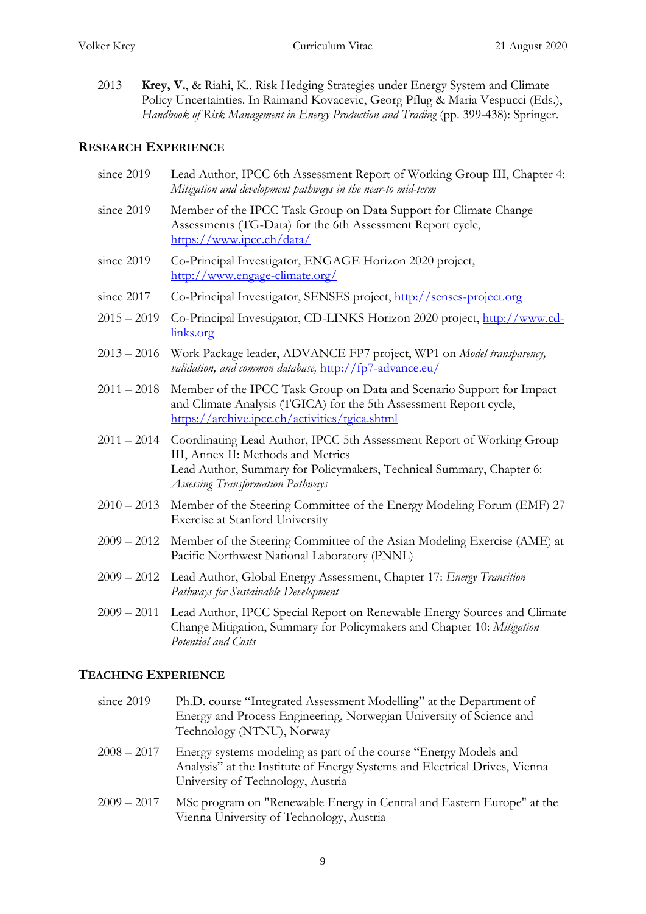2013 **Krey, V.**, & Riahi, K.. Risk Hedging Strategies under Energy System and Climate Policy Uncertainties. In Raimand Kovacevic, Georg Pflug & Maria Vespucci (Eds.), *Handbook of Risk Management in Energy Production and Trading* (pp. 399-438): Springer.

## Research Experience

| | |
|---|---|
| since 2019 | Lead Author, IPCC 6th Assessment Report of Working Group III, Chapter 4: *Mitigation and development pathways in the near-to mid-term* |
| since 2019 | Member of the IPCC Task Group on Data Support for Climate Change Assessments (TG-Data) for the 6th Assessment Report cycle, https://www.ipcc.ch/data/ |
| since 2019 | Co-Principal Investigator, ENGAGE Horizon 2020 project, http://www.engage-climate.org/ |
| since 2017 | Co-Principal Investigator, SENSES project, http://senses-project.org |
| 2015 – 2019 | Co-Principal Investigator, CD-LINKS Horizon 2020 project, http://www.cd-links.org |
| 2013 – 2016 | Work Package leader, ADVANCE FP7 project, WP1 on *Model transparency, validation, and common database,* http://fp7-advance.eu/ |
| 2011 – 2018 | Member of the IPCC Task Group on Data and Scenario Support for Impact and Climate Analysis (TGICA) for the 5th Assessment Report cycle, https://archive.ipcc.ch/activities/tgica.shtml |
| 2011 – 2014 | Coordinating Lead Author, IPCC 5th Assessment Report of Working Group III, Annex II: Methods and Metrics<br>Lead Author, Summary for Policymakers, Technical Summary, Chapter 6: *Assessing Transformation Pathways* |
| 2010 – 2013 | Member of the Steering Committee of the Energy Modeling Forum (EMF) 27 Exercise at Stanford University |
| 2009 – 2012 | Member of the Steering Committee of the Asian Modeling Exercise (AME) at Pacific Northwest National Laboratory (PNNL) |
| 2009 – 2012 | Lead Author, Global Energy Assessment, Chapter 17: *Energy Transition Pathways for Sustainable Development* |
| 2009 – 2011 | Lead Author, IPCC Special Report on Renewable Energy Sources and Climate Change Mitigation, Summary for Policymakers and Chapter 10: *Mitigation Potential and Costs* |

## Teaching Experience

| | |
|---|---|
| since 2019 | Ph.D. course "Integrated Assessment Modelling" at the Department of Energy and Process Engineering, Norwegian University of Science and Technology (NTNU), Norway |
| 2008 – 2017 | Energy systems modeling as part of the course "Energy Models and Analysis" at the Institute of Energy Systems and Electrical Drives, Vienna University of Technology, Austria |
| 2009 – 2017 | MSc program on "Renewable Energy in Central and Eastern Europe" at the Vienna University of Technology, Austria |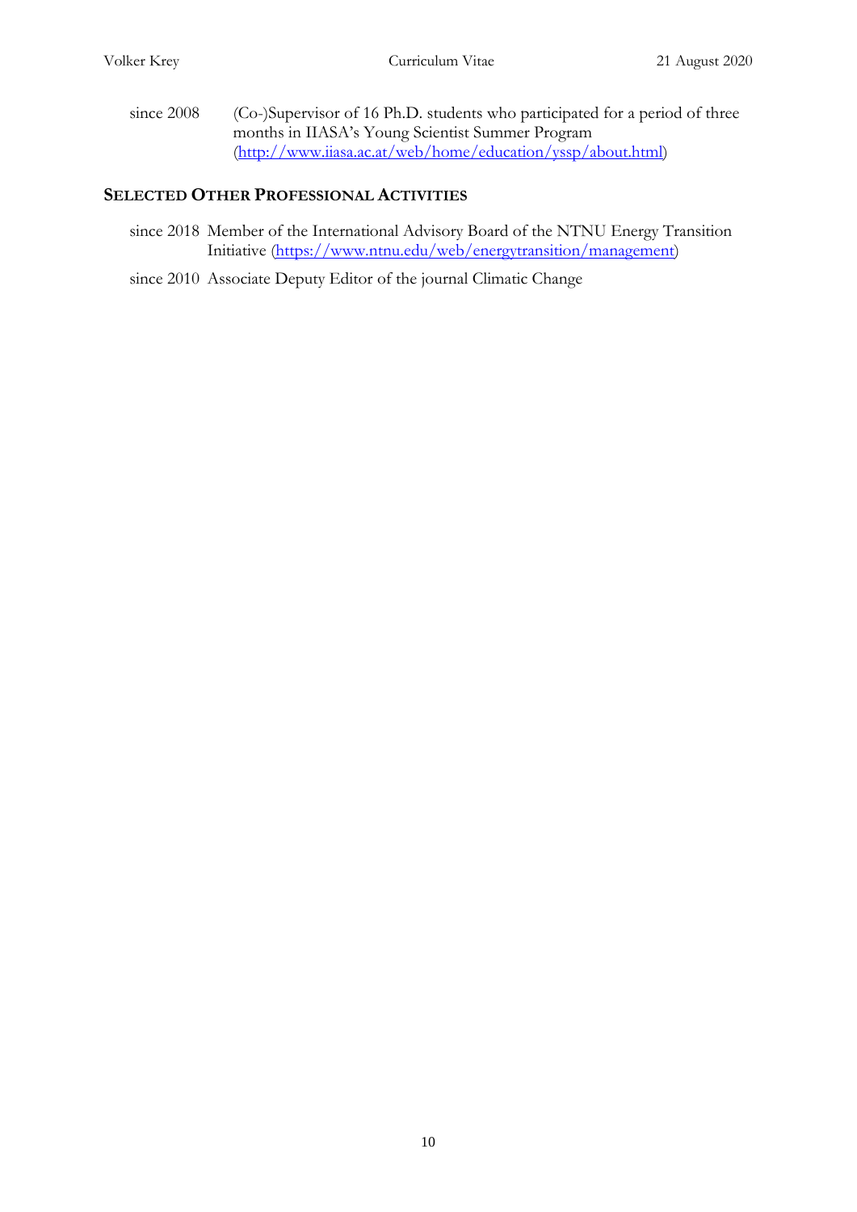since 2008 (Co-)Supervisor of 16 Ph.D. students who participated for a period of three months in IIASA's Young Scientist Summer Program (http://www.iiasa.ac.at/web/home/education/yssp/about.html)

## SELECTED OTHER PROFESSIONAL ACTIVITIES

since 2018 Member of the International Advisory Board of the NTNU Energy Transition Initiative (https://www.ntnu.edu/web/energytransition/management)

since 2010 Associate Deputy Editor of the journal Climatic Change